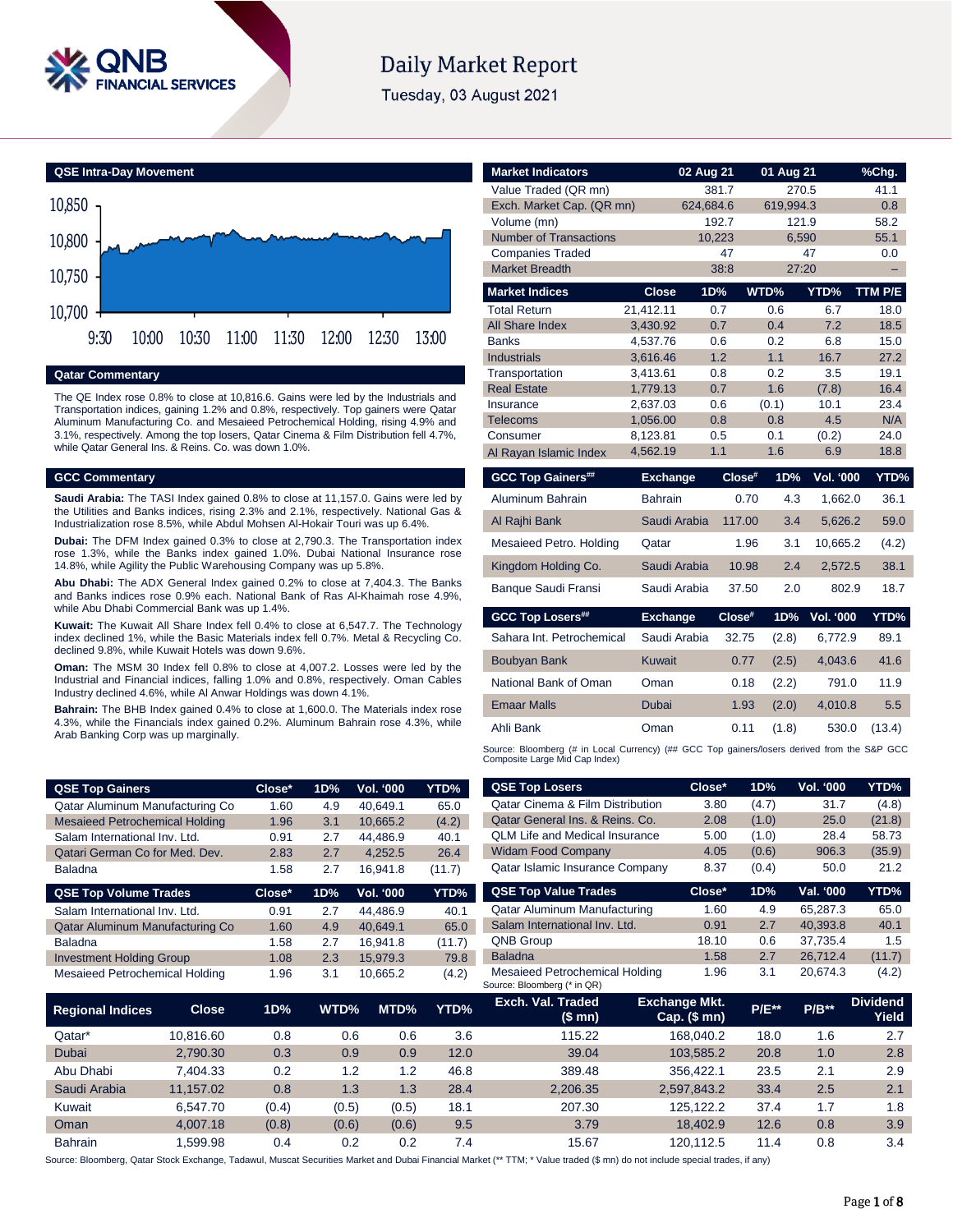# Daily Market Report

Tuesday, 03 August 2021

## QSE Intra-Day Movement

## Qatar Commentary

The QE Index rose 0.8% to close at 10,816.6. Gains were led by the Industrials and Transportation indices, gaining 1.2% and 0.8%, respectively. Top gainers were Qatar Aluminum Manufacturing Co. and Mesaieed Petrochemical Holding, rising 4.9% and 3.1%, respectively. Among the top losers, Qatar Cinema & Film Distribution fell 4.7%, while Qatar General Ins. & Reins. Co. was down 1.0%.

## GCC Commentary

**Saudi Arabia:** The TASI Index gained 0.8% to close at 11,157.0. Gains were led by the Utilities and Banks indices, rising 2.3% and 2.1%, respectively. National Gas & Industrialization rose 8.5%, while Abdul Mohsen Al-Hokair Touri was up 6.4%.

**Dubai:** The DFM Index gained 0.3% to close at 2,790.3. The Transportation index rose 1.3%, while the Banks index gained 1.0%. Dubai National Insurance rose 14.8%, while Agility the Public Warehousing Company was up 5.8%.

**Abu Dhabi:** The ADX General Index gained 0.2% to close at 7,404.3. The Banks and Banks indices rose 0.9% each. National Bank of Ras Al-Khaimah rose 4.9%, while Abu Dhabi Commercial Bank was up 1.4%.

**Kuwait:** The Kuwait All Share Index fell 0.4% to close at 6,547.7. The Technology index declined 1%, while the Basic Materials index fell 0.7%. Metal & Recycling Co. declined 9.8%, while Kuwait Hotels was down 9.6%.

**Oman:** The MSM 30 Index fell 0.8% to close at 4,007.2. Losses were led by the Industrial and Financial indices, falling 1.0% and 0.8%, respectively. Oman Cables Industry declined 4.6%, while Al Anwar Holdings was down 4.1%.

**Bahrain:** The BHB Index gained 0.4% to close at 1,600.0. The Materials index rose 4.3%, while the Financials index gained 0.2%. Aluminum Bahrain rose 4.3%, while Arab Banking Corp was up marginally.

| Market Indicators | 02 Aug 21 | 01 Aug 21 | %Chg. |
|---|---|---|---|
| Value Traded (QR mn) | 381.7 | 270.5 | 41.1 |
| Exch. Market Cap. (QR mn) | 624,684.6 | 619,994.3 | 0.8 |
| Volume (mn) | 192.7 | 121.9 | 58.2 |
| Number of Transactions | 10,223 | 6,590 | 55.1 |
| Companies Traded | 47 | 47 | 0.0 |
| Market Breadth | 38:8 | 27:20 | – |

| Market Indices | Close | 1D% | WTD% | YTD% | TTM P/E |
|---|---|---|---|---|---|
| Total Return | 21,412.11 | 0.7 | 0.6 | 6.7 | 18.0 |
| All Share Index | 3,430.92 | 0.7 | 0.4 | 7.2 | 18.5 |
| Banks | 4,537.76 | 0.6 | 0.2 | 6.8 | 15.0 |
| Industrials | 3,616.46 | 1.2 | 1.1 | 16.7 | 27.2 |
| Transportation | 3,413.61 | 0.8 | 0.2 | 3.5 | 19.1 |
| Real Estate | 1,779.13 | 0.7 | 1.6 | (7.8) | 16.4 |
| Insurance | 2,637.03 | 0.6 | (0.1) | 10.1 | 23.4 |
| Telecoms | 1,056.00 | 0.8 | 0.8 | 4.5 | N/A |
| Consumer | 8,123.81 | 0.5 | 0.1 | (0.2) | 24.0 |
| Al Rayan Islamic Index | 4,562.19 | 1.1 | 1.6 | 6.9 | 18.8 |

| GCC Top Gainers## | Exchange | Close# | 1D% | Vol. '000 | YTD% |
|---|---|---|---|---|---|
| Aluminum Bahrain | Bahrain | 0.70 | 4.3 | 1,662.0 | 36.1 |
| Al Rajhi Bank | Saudi Arabia | 117.00 | 3.4 | 5,626.2 | 59.0 |
| Mesaieed Petro. Holding | Qatar | 1.96 | 3.1 | 10,665.2 | (4.2) |
| Kingdom Holding Co. | Saudi Arabia | 10.98 | 2.4 | 2,572.5 | 38.1 |
| Banque Saudi Fransi | Saudi Arabia | 37.50 | 2.0 | 802.9 | 18.7 |

| GCC Top Losers## | Exchange | Close# | 1D% | Vol. '000 | YTD% |
|---|---|---|---|---|---|
| Sahara Int. Petrochemical | Saudi Arabia | 32.75 | (2.8) | 6,772.9 | 89.1 |
| Boubyan Bank | Kuwait | 0.77 | (2.5) | 4,043.6 | 41.6 |
| National Bank of Oman | Oman | 0.18 | (2.2) | 791.0 | 11.9 |
| Emaar Malls | Dubai | 1.93 | (2.0) | 4,010.8 | 5.5 |
| Ahli Bank | Oman | 0.11 | (1.8) | 530.0 | (13.4) |

Source: Bloomberg (# in Local Currency) (## GCC Top gainers/losers derived from the S&P GCC Composite Large Mid Cap Index)

| QSE Top Gainers | Close* | 1D% | Vol. '000 | YTD% |
|---|---|---|---|---|
| Qatar Aluminum Manufacturing Co | 1.60 | 4.9 | 40,649.1 | 65.0 |
| Mesaieed Petrochemical Holding | 1.96 | 3.1 | 10,665.2 | (4.2) |
| Salam International Inv. Ltd. | 0.91 | 2.7 | 44,486.9 | 40.1 |
| Qatari German Co for Med. Dev. | 2.83 | 2.7 | 4,252.5 | 26.4 |
| Baladna | 1.58 | 2.7 | 16,941.8 | (11.7) |

| QSE Top Volume Trades | Close* | 1D% | Vol. '000 | YTD% |
|---|---|---|---|---|
| Salam International Inv. Ltd. | 0.91 | 2.7 | 44,486.9 | 40.1 |
| Qatar Aluminum Manufacturing Co | 1.60 | 4.9 | 40,649.1 | 65.0 |
| Baladna | 1.58 | 2.7 | 16,941.8 | (11.7) |
| Investment Holding Group | 1.08 | 2.3 | 15,979.3 | 79.8 |
| Mesaieed Petrochemical Holding | 1.96 | 3.1 | 10,665.2 | (4.2) |

| QSE Top Losers | Close* | 1D% | Vol. '000 | YTD% |
|---|---|---|---|---|
| Qatar Cinema & Film Distribution | 3.80 | (4.7) | 31.7 | (4.8) |
| Qatar General Ins. & Reins. Co. | 2.08 | (1.0) | 25.0 | (21.8) |
| QLM Life and Medical Insurance | 5.00 | (1.0) | 28.4 | 58.73 |
| Widam Food Company | 4.05 | (0.6) | 906.3 | (35.9) |
| Qatar Islamic Insurance Company | 8.37 | (0.4) | 50.0 | 21.2 |

| QSE Top Value Trades | Close* | 1D% | Val. '000 | YTD% |
|---|---|---|---|---|
| Qatar Aluminum Manufacturing | 1.60 | 4.9 | 65,287.3 | 65.0 |
| Salam International Inv. Ltd. | 0.91 | 2.7 | 40,393.8 | 40.1 |
| QNB Group | 18.10 | 0.6 | 37,735.4 | 1.5 |
| Baladna | 1.58 | 2.7 | 26,712.4 | (11.7) |
| Mesaieed Petrochemical Holding | 1.96 | 3.1 | 20,674.3 | (4.2) |

Source: Bloomberg (* in QR)

| Regional Indices | Close | 1D% | WTD% | MTD% | YTD% | Exch. Val. Traded ($ mn) | Exchange Mkt. Cap. ($ mn) | P/E** | P/B** | Dividend Yield |
|---|---|---|---|---|---|---|---|---|---|---|
| Qatar* | 10,816.60 | 0.8 | 0.6 | 0.6 | 3.6 | 115.22 | 168,040.2 | 18.0 | 1.6 | 2.7 |
| Dubai | 2,790.30 | 0.3 | 0.9 | 0.9 | 12.0 | 39.04 | 103,585.2 | 20.8 | 1.0 | 2.8 |
| Abu Dhabi | 7,404.33 | 0.2 | 1.2 | 1.2 | 46.8 | 389.48 | 356,422.1 | 23.5 | 2.1 | 2.9 |
| Saudi Arabia | 11,157.02 | 0.8 | 1.3 | 1.3 | 28.4 | 2,206.35 | 2,597,843.2 | 33.4 | 2.5 | 2.1 |
| Kuwait | 6,547.70 | (0.4) | (0.5) | (0.5) | 18.1 | 207.30 | 125,122.2 | 37.4 | 1.7 | 1.8 |
| Oman | 4,007.18 | (0.8) | (0.6) | (0.6) | 9.5 | 3.79 | 18,402.9 | 12.6 | 0.8 | 3.9 |
| Bahrain | 1,599.98 | 0.4 | 0.2 | 0.2 | 7.4 | 15.67 | 120,112.5 | 11.4 | 0.8 | 3.4 |

Source: Bloomberg, Qatar Stock Exchange, Tadawul, Muscat Securities Market and Dubai Financial Market (** TTM; * Value traded ($ mn) do not include special trades, if any)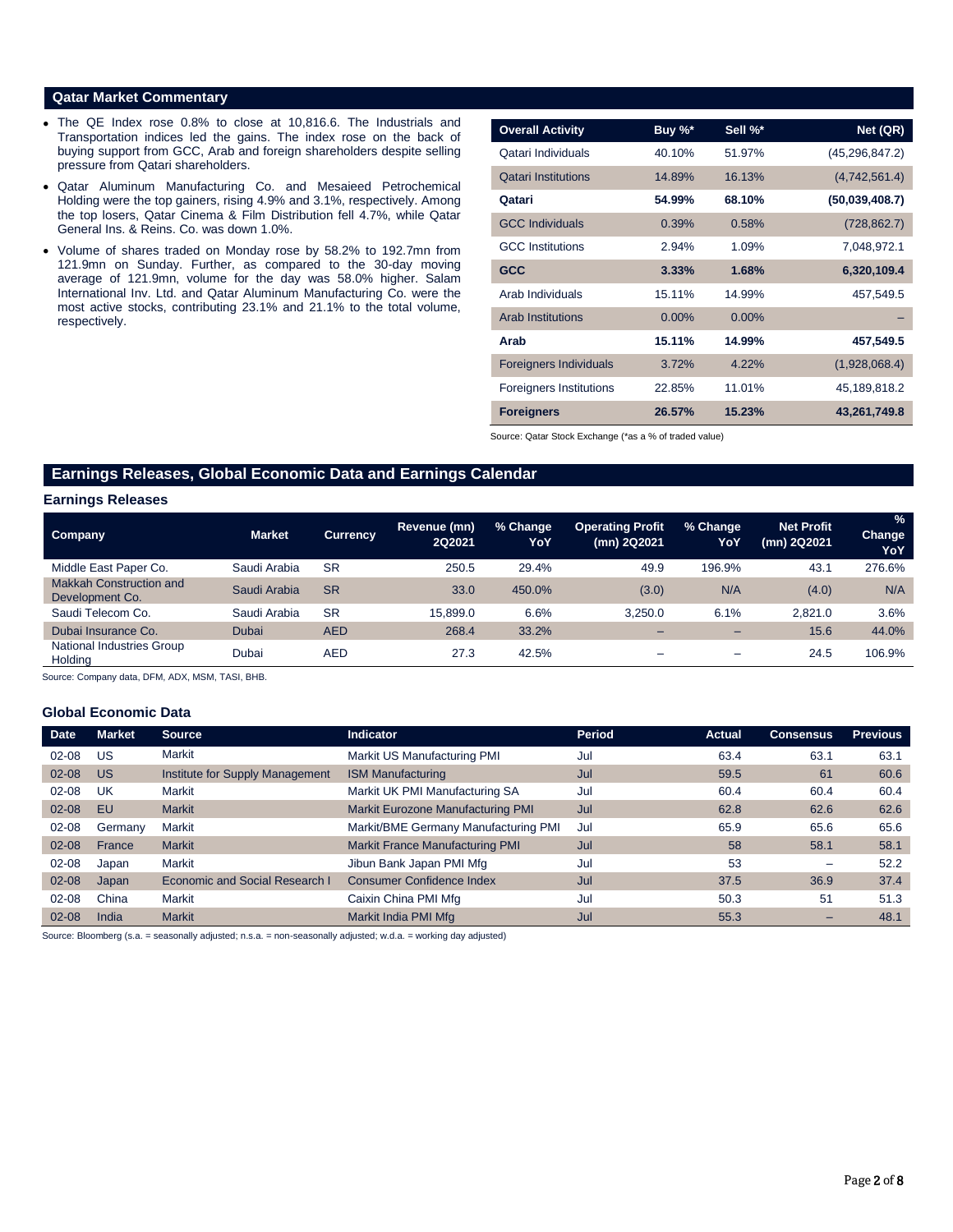## Qatar Market Commentary

- The QE Index rose 0.8% to close at 10,816.6. The Industrials and Transportation indices led the gains. The index rose on the back of buying support from GCC, Arab and foreign shareholders despite selling pressure from Qatari shareholders.
- Qatar Aluminum Manufacturing Co. and Mesaieed Petrochemical Holding were the top gainers, rising 4.9% and 3.1%, respectively. Among the top losers, Qatar Cinema & Film Distribution fell 4.7%, while Qatar General Ins. & Reins. Co. was down 1.0%.
- Volume of shares traded on Monday rose by 58.2% to 192.7mn from 121.9mn on Sunday. Further, as compared to the 30-day moving average of 121.9mn, volume for the day was 58.0% higher. Salam International Inv. Ltd. and Qatar Aluminum Manufacturing Co. were the most active stocks, contributing 23.1% and 21.1% to the total volume, respectively.

| Overall Activity | Buy %* | Sell %* | Net (QR) |
|---|---|---|---|
| Qatari Individuals | 40.10% | 51.97% | (45,296,847.2) |
| Qatari Institutions | 14.89% | 16.13% | (4,742,561.4) |
| **Qatari** | **54.99%** | **68.10%** | **(50,039,408.7)** |
| GCC Individuals | 0.39% | 0.58% | (728,862.7) |
| GCC Institutions | 2.94% | 1.09% | 7,048,972.1 |
| **GCC** | **3.33%** | **1.68%** | **6,320,109.4** |
| Arab Individuals | 15.11% | 14.99% | 457,549.5 |
| Arab Institutions | 0.00% | 0.00% | – |
| **Arab** | **15.11%** | **14.99%** | **457,549.5** |
| Foreigners Individuals | 3.72% | 4.22% | (1,928,068.4) |
| Foreigners Institutions | 22.85% | 11.01% | 45,189,818.2 |
| **Foreigners** | **26.57%** | **15.23%** | **43,261,749.8** |

Source: Qatar Stock Exchange (*as a % of traded value)

## Earnings Releases, Global Economic Data and Earnings Calendar

### Earnings Releases

| Company | Market | Currency | Revenue (mn) 2Q2021 | % Change YoY | Operating Profit (mn) 2Q2021 | % Change YoY | Net Profit (mn) 2Q2021 | % Change YoY |
|---|---|---|---|---|---|---|---|---|
| Middle East Paper Co. | Saudi Arabia | SR | 250.5 | 29.4% | 49.9 | 196.9% | 43.1 | 276.6% |
| Makkah Construction and Development Co. | Saudi Arabia | SR | 33.0 | 450.0% | (3.0) | N/A | (4.0) | N/A |
| Saudi Telecom Co. | Saudi Arabia | SR | 15,899.0 | 6.6% | 3,250.0 | 6.1% | 2,821.0 | 3.6% |
| Dubai Insurance Co. | Dubai | AED | 268.4 | 33.2% | – | – | 15.6 | 44.0% |
| National Industries Group Holding | Dubai | AED | 27.3 | 42.5% | – | – | 24.5 | 106.9% |

Source: Company data, DFM, ADX, MSM, TASI, BHB.

### Global Economic Data

| Date | Market | Source | Indicator | Period | Actual | Consensus | Previous |
|---|---|---|---|---|---|---|---|
| 02-08 | US | Markit | Markit US Manufacturing PMI | Jul | 63.4 | 63.1 | 63.1 |
| 02-08 | US | Institute for Supply Management | ISM Manufacturing | Jul | 59.5 | 61 | 60.6 |
| 02-08 | UK | Markit | Markit UK PMI Manufacturing SA | Jul | 60.4 | 60.4 | 60.4 |
| 02-08 | EU | Markit | Markit Eurozone Manufacturing PMI | Jul | 62.8 | 62.6 | 62.6 |
| 02-08 | Germany | Markit | Markit/BME Germany Manufacturing PMI | Jul | 65.9 | 65.6 | 65.6 |
| 02-08 | France | Markit | Markit France Manufacturing PMI | Jul | 58 | 58.1 | 58.1 |
| 02-08 | Japan | Markit | Jibun Bank Japan PMI Mfg | Jul | 53 | – | 52.2 |
| 02-08 | Japan | Economic and Social Research I | Consumer Confidence Index | Jul | 37.5 | 36.9 | 37.4 |
| 02-08 | China | Markit | Caixin China PMI Mfg | Jul | 50.3 | 51 | 51.3 |
| 02-08 | India | Markit | Markit India PMI Mfg | Jul | 55.3 | – | 48.1 |

Source: Bloomberg (s.a. = seasonally adjusted; n.s.a. = non-seasonally adjusted; w.d.a. = working day adjusted)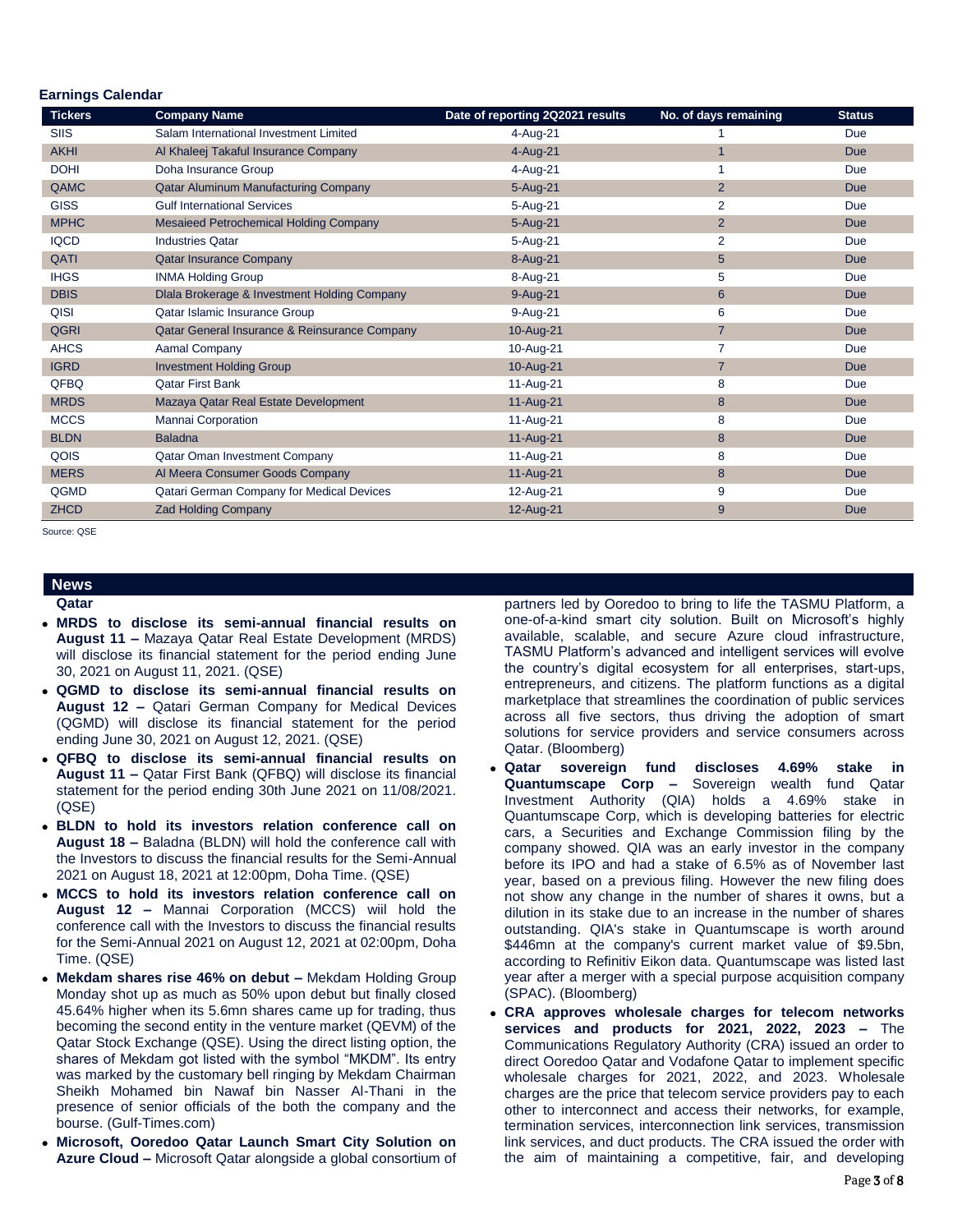### Earnings Calendar

| Tickers | Company Name | Date of reporting 2Q2021 results | No. of days remaining | Status |
|---|---|---|---|---|
| SIIS | Salam International Investment Limited | 4-Aug-21 | 1 | Due |
| AKHI | Al Khaleej Takaful Insurance Company | 4-Aug-21 | 1 | Due |
| DOHI | Doha Insurance Group | 4-Aug-21 | 1 | Due |
| QAMC | Qatar Aluminum Manufacturing Company | 5-Aug-21 | 2 | Due |
| GISS | Gulf International Services | 5-Aug-21 | 2 | Due |
| MPHC | Mesaieed Petrochemical Holding Company | 5-Aug-21 | 2 | Due |
| IQCD | Industries Qatar | 5-Aug-21 | 2 | Due |
| QATI | Qatar Insurance Company | 8-Aug-21 | 5 | Due |
| IHGS | INMA Holding Group | 8-Aug-21 | 5 | Due |
| DBIS | Dlala Brokerage & Investment Holding Company | 9-Aug-21 | 6 | Due |
| QISI | Qatar Islamic Insurance Group | 9-Aug-21 | 6 | Due |
| QGRI | Qatar General Insurance & Reinsurance Company | 10-Aug-21 | 7 | Due |
| AHCS | Aamal Company | 10-Aug-21 | 7 | Due |
| IGRD | Investment Holding Group | 10-Aug-21 | 7 | Due |
| QFBQ | Qatar First Bank | 11-Aug-21 | 8 | Due |
| MRDS | Mazaya Qatar Real Estate Development | 11-Aug-21 | 8 | Due |
| MCCS | Mannai Corporation | 11-Aug-21 | 8 | Due |
| BLDN | Baladna | 11-Aug-21 | 8 | Due |
| QOIS | Qatar Oman Investment Company | 11-Aug-21 | 8 | Due |
| MERS | Al Meera Consumer Goods Company | 11-Aug-21 | 8 | Due |
| QGMD | Qatari German Company for Medical Devices | 12-Aug-21 | 9 | Due |
| ZHCD | Zad Holding Company | 12-Aug-21 | 9 | Due |

Source: QSE

## News

### Qatar

- **MRDS to disclose its semi-annual financial results on August 11 –** Mazaya Qatar Real Estate Development (MRDS) will disclose its financial statement for the period ending June 30, 2021 on August 11, 2021. (QSE)
- **QGMD to disclose its semi-annual financial results on August 12 –** Qatari German Company for Medical Devices (QGMD) will disclose its financial statement for the period ending June 30, 2021 on August 12, 2021. (QSE)
- **QFBQ to disclose its semi-annual financial results on August 11 –** Qatar First Bank (QFBQ) will disclose its financial statement for the period ending 30th June 2021 on 11/08/2021. (QSE)
- **BLDN to hold its investors relation conference call on August 18 –** Baladna (BLDN) will hold the conference call with the Investors to discuss the financial results for the Semi-Annual 2021 on August 18, 2021 at 12:00pm, Doha Time. (QSE)
- **MCCS to hold its investors relation conference call on August 12 –** Mannai Corporation (MCCS) wiil hold the conference call with the Investors to discuss the financial results for the Semi-Annual 2021 on August 12, 2021 at 02:00pm, Doha Time. (QSE)
- **Mekdam shares rise 46% on debut –** Mekdam Holding Group Monday shot up as much as 50% upon debut but finally closed 45.64% higher when its 5.6mn shares came up for trading, thus becoming the second entity in the venture market (QEVM) of the Qatar Stock Exchange (QSE). Using the direct listing option, the shares of Mekdam got listed with the symbol "MKDM". Its entry was marked by the customary bell ringing by Mekdam Chairman Sheikh Mohamed bin Nawaf bin Nasser Al-Thani in the presence of senior officials of the both the company and the bourse. (Gulf-Times.com)
- **Microsoft, Ooredoo Qatar Launch Smart City Solution on Azure Cloud –** Microsoft Qatar alongside a global consortium of partners led by Ooredoo to bring to life the TASMU Platform, a one-of-a-kind smart city solution. Built on Microsoft's highly available, scalable, and secure Azure cloud infrastructure, TASMU Platform's advanced and intelligent services will evolve the country's digital ecosystem for all enterprises, start-ups, entrepreneurs, and citizens. The platform functions as a digital marketplace that streamlines the coordination of public services across all five sectors, thus driving the adoption of smart solutions for service providers and service consumers across Qatar. (Bloomberg)
- **Qatar sovereign fund discloses 4.69% stake in Quantumscape Corp –** Sovereign wealth fund Qatar Investment Authority (QIA) holds a 4.69% stake in Quantumscape Corp, which is developing batteries for electric cars, a Securities and Exchange Commission filing by the company showed. QIA was an early investor in the company before its IPO and had a stake of 6.5% as of November last year, based on a previous filing. However the new filing does not show any change in the number of shares it owns, but a dilution in its stake due to an increase in the number of shares outstanding. QIA's stake in Quantumscape is worth around $446mn at the company's current market value of $9.5bn, according to Refinitiv Eikon data. Quantumscape was listed last year after a merger with a special purpose acquisition company (SPAC). (Bloomberg)
- **CRA approves wholesale charges for telecom networks services and products for 2021, 2022, 2023 –** The Communications Regulatory Authority (CRA) issued an order to direct Ooredoo Qatar and Vodafone Qatar to implement specific wholesale charges for 2021, 2022, and 2023. Wholesale charges are the price that telecom service providers pay to each other to interconnect and access their networks, for example, termination services, interconnection link services, transmission link services, and duct products. The CRA issued the order with the aim of maintaining a competitive, fair, and developing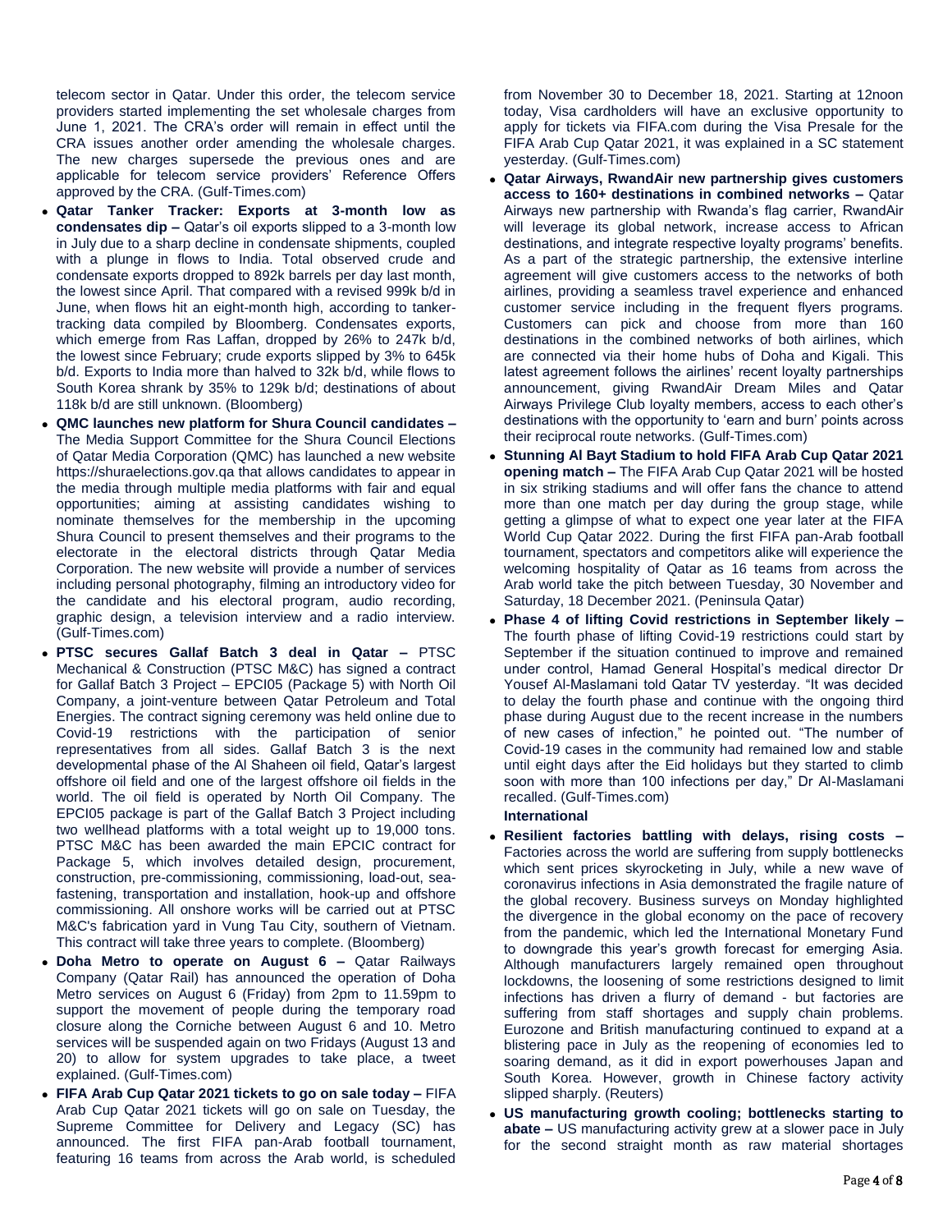telecom sector in Qatar. Under this order, the telecom service providers started implementing the set wholesale charges from June 1, 2021. The CRA's order will remain in effect until the CRA issues another order amending the wholesale charges. The new charges supersede the previous ones and are applicable for telecom service providers' Reference Offers approved by the CRA. (Gulf-Times.com)

- **Qatar Tanker Tracker: Exports at 3-month low as condensates dip –** Qatar's oil exports slipped to a 3-month low in July due to a sharp decline in condensate shipments, coupled with a plunge in flows to India. Total observed crude and condensate exports dropped to 892k barrels per day last month, the lowest since April. That compared with a revised 999k b/d in June, when flows hit an eight-month high, according to tanker-tracking data compiled by Bloomberg. Condensates exports, which emerge from Ras Laffan, dropped by 26% to 247k b/d, the lowest since February; crude exports slipped by 3% to 645k b/d. Exports to India more than halved to 32k b/d, while flows to South Korea shrank by 35% to 129k b/d; destinations of about 118k b/d are still unknown. (Bloomberg)
- **QMC launches new platform for Shura Council candidates –** The Media Support Committee for the Shura Council Elections of Qatar Media Corporation (QMC) has launched a new website https://shuraelections.gov.qa that allows candidates to appear in the media through multiple media platforms with fair and equal opportunities; aiming at assisting candidates wishing to nominate themselves for the membership in the upcoming Shura Council to present themselves and their programs to the electorate in the electoral districts through Qatar Media Corporation. The new website will provide a number of services including personal photography, filming an introductory video for the candidate and his electoral program, audio recording, graphic design, a television interview and a radio interview. (Gulf-Times.com)
- **PTSC secures Gallaf Batch 3 deal in Qatar –** PTSC Mechanical & Construction (PTSC M&C) has signed a contract for Gallaf Batch 3 Project – EPCI05 (Package 5) with North Oil Company, a joint-venture between Qatar Petroleum and Total Energies. The contract signing ceremony was held online due to Covid-19 restrictions with the participation of senior representatives from all sides. Gallaf Batch 3 is the next developmental phase of the Al Shaheen oil field, Qatar's largest offshore oil field and one of the largest offshore oil fields in the world. The oil field is operated by North Oil Company. The EPCI05 package is part of the Gallaf Batch 3 Project including two wellhead platforms with a total weight up to 19,000 tons. PTSC M&C has been awarded the main EPCIC contract for Package 5, which involves detailed design, procurement, construction, pre-commissioning, commissioning, load-out, sea-fastening, transportation and installation, hook-up and offshore commissioning. All onshore works will be carried out at PTSC M&C's fabrication yard in Vung Tau City, southern of Vietnam. This contract will take three years to complete. (Bloomberg)
- **Doha Metro to operate on August 6 –** Qatar Railways Company (Qatar Rail) has announced the operation of Doha Metro services on August 6 (Friday) from 2pm to 11.59pm to support the movement of people during the temporary road closure along the Corniche between August 6 and 10. Metro services will be suspended again on two Fridays (August 13 and 20) to allow for system upgrades to take place, a tweet explained. (Gulf-Times.com)
- **FIFA Arab Cup Qatar 2021 tickets to go on sale today –** FIFA Arab Cup Qatar 2021 tickets will go on sale on Tuesday, the Supreme Committee for Delivery and Legacy (SC) has announced. The first FIFA pan-Arab football tournament, featuring 16 teams from across the Arab world, is scheduled from November 30 to December 18, 2021. Starting at 12noon today, Visa cardholders will have an exclusive opportunity to apply for tickets via FIFA.com during the Visa Presale for the FIFA Arab Cup Qatar 2021, it was explained in a SC statement yesterday. (Gulf-Times.com)
- **Qatar Airways, RwandAir new partnership gives customers access to 160+ destinations in combined networks –** Qatar Airways new partnership with Rwanda's flag carrier, RwandAir will leverage its global network, increase access to African destinations, and integrate respective loyalty programs' benefits. As a part of the strategic partnership, the extensive interline agreement will give customers access to the networks of both airlines, providing a seamless travel experience and enhanced customer service including in the frequent flyers programs. Customers can pick and choose from more than 160 destinations in the combined networks of both airlines, which are connected via their home hubs of Doha and Kigali. This latest agreement follows the airlines' recent loyalty partnerships announcement, giving RwandAir Dream Miles and Qatar Airways Privilege Club loyalty members, access to each other's destinations with the opportunity to 'earn and burn' points across their reciprocal route networks. (Gulf-Times.com)
- **Stunning Al Bayt Stadium to hold FIFA Arab Cup Qatar 2021 opening match –** The FIFA Arab Cup Qatar 2021 will be hosted in six striking stadiums and will offer fans the chance to attend more than one match per day during the group stage, while getting a glimpse of what to expect one year later at the FIFA World Cup Qatar 2022. During the first FIFA pan-Arab football tournament, spectators and competitors alike will experience the welcoming hospitality of Qatar as 16 teams from across the Arab world take the pitch between Tuesday, 30 November and Saturday, 18 December 2021. (Peninsula Qatar)
- **Phase 4 of lifting Covid restrictions in September likely –** The fourth phase of lifting Covid-19 restrictions could start by September if the situation continued to improve and remained under control, Hamad General Hospital's medical director Dr Yousef Al-Maslamani told Qatar TV yesterday. "It was decided to delay the fourth phase and continue with the ongoing third phase during August due to the recent increase in the numbers of new cases of infection," he pointed out. "The number of Covid-19 cases in the community had remained low and stable until eight days after the Eid holidays but they started to climb soon with more than 100 infections per day," Dr Al-Maslamani recalled. (Gulf-Times.com)

**International**

- **Resilient factories battling with delays, rising costs –** Factories across the world are suffering from supply bottlenecks which sent prices skyrocketing in July, while a new wave of coronavirus infections in Asia demonstrated the fragile nature of the global recovery. Business surveys on Monday highlighted the divergence in the global economy on the pace of recovery from the pandemic, which led the International Monetary Fund to downgrade this year's growth forecast for emerging Asia. Although manufacturers largely remained open throughout lockdowns, the loosening of some restrictions designed to limit infections has driven a flurry of demand - but factories are suffering from staff shortages and supply chain problems. Eurozone and British manufacturing continued to expand at a blistering pace in July as the reopening of economies led to soaring demand, as it did in export powerhouses Japan and South Korea. However, growth in Chinese factory activity slipped sharply. (Reuters)
- **US manufacturing growth cooling; bottlenecks starting to abate –** US manufacturing activity grew at a slower pace in July for the second straight month as raw material shortages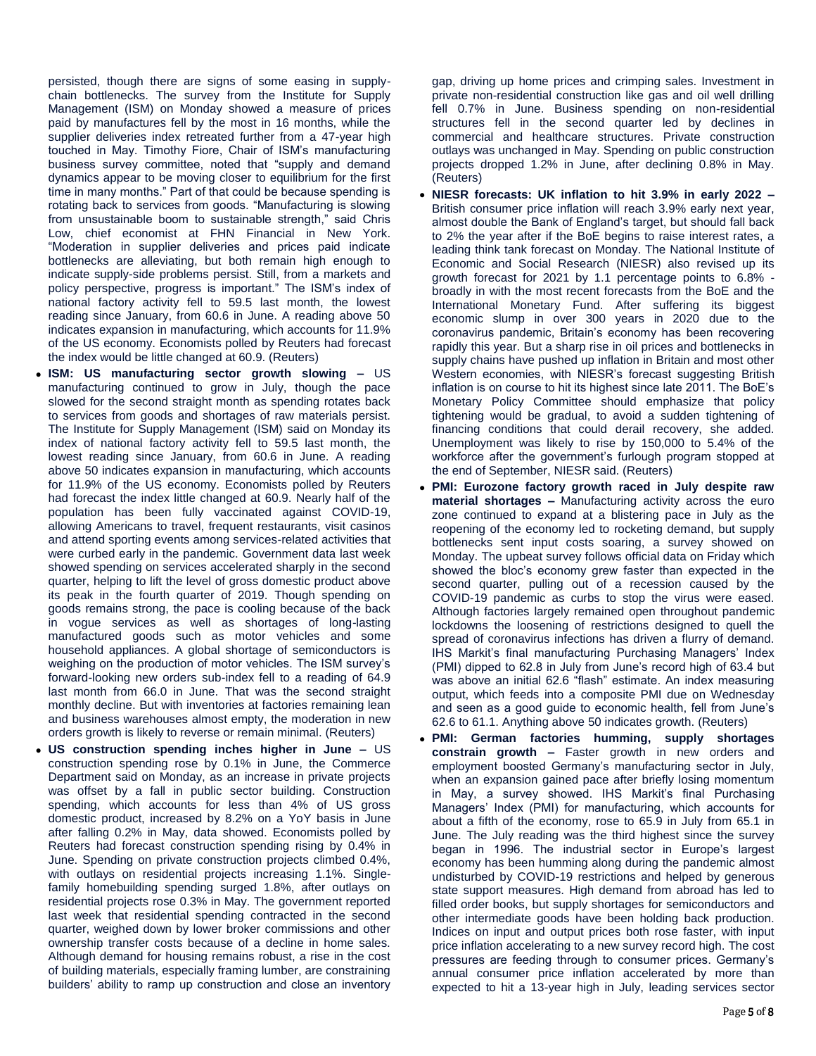persisted, though there are signs of some easing in supply-chain bottlenecks. The survey from the Institute for Supply Management (ISM) on Monday showed a measure of prices paid by manufactures fell by the most in 16 months, while the supplier deliveries index retreated further from a 47-year high touched in May. Timothy Fiore, Chair of ISM's manufacturing business survey committee, noted that "supply and demand dynamics appear to be moving closer to equilibrium for the first time in many months." Part of that could be because spending is rotating back to services from goods. "Manufacturing is slowing from unsustainable boom to sustainable strength," said Chris Low, chief economist at FHN Financial in New York. "Moderation in supplier deliveries and prices paid indicate bottlenecks are alleviating, but both remain high enough to indicate supply-side problems persist. Still, from a markets and policy perspective, progress is important." The ISM's index of national factory activity fell to 59.5 last month, the lowest reading since January, from 60.6 in June. A reading above 50 indicates expansion in manufacturing, which accounts for 11.9% of the US economy. Economists polled by Reuters had forecast the index would be little changed at 60.9. (Reuters)

- **ISM: US manufacturing sector growth slowing –** US manufacturing continued to grow in July, though the pace slowed for the second straight month as spending rotates back to services from goods and shortages of raw materials persist. The Institute for Supply Management (ISM) said on Monday its index of national factory activity fell to 59.5 last month, the lowest reading since January, from 60.6 in June. A reading above 50 indicates expansion in manufacturing, which accounts for 11.9% of the US economy. Economists polled by Reuters had forecast the index little changed at 60.9. Nearly half of the population has been fully vaccinated against COVID-19, allowing Americans to travel, frequent restaurants, visit casinos and attend sporting events among services-related activities that were curbed early in the pandemic. Government data last week showed spending on services accelerated sharply in the second quarter, helping to lift the level of gross domestic product above its peak in the fourth quarter of 2019. Though spending on goods remains strong, the pace is cooling because of the back in vogue services as well as shortages of long-lasting manufactured goods such as motor vehicles and some household appliances. A global shortage of semiconductors is weighing on the production of motor vehicles. The ISM survey's forward-looking new orders sub-index fell to a reading of 64.9 last month from 66.0 in June. That was the second straight monthly decline. But with inventories at factories remaining lean and business warehouses almost empty, the moderation in new orders growth is likely to reverse or remain minimal. (Reuters)
- **US construction spending inches higher in June –** US construction spending rose by 0.1% in June, the Commerce Department said on Monday, as an increase in private projects was offset by a fall in public sector building. Construction spending, which accounts for less than 4% of US gross domestic product, increased by 8.2% on a YoY basis in June after falling 0.2% in May, data showed. Economists polled by Reuters had forecast construction spending rising by 0.4% in June. Spending on private construction projects climbed 0.4%, with outlays on residential projects increasing 1.1%. Single-family homebuilding spending surged 1.8%, after outlays on residential projects rose 0.3% in May. The government reported last week that residential spending contracted in the second quarter, weighed down by lower broker commissions and other ownership transfer costs because of a decline in home sales. Although demand for housing remains robust, a rise in the cost of building materials, especially framing lumber, are constraining builders' ability to ramp up construction and close an inventory gap, driving up home prices and crimping sales. Investment in private non-residential construction like gas and oil well drilling fell 0.7% in June. Business spending on non-residential structures fell in the second quarter led by declines in commercial and healthcare structures. Private construction outlays was unchanged in May. Spending on public construction projects dropped 1.2% in June, after declining 0.8% in May. (Reuters)
- **NIESR forecasts: UK inflation to hit 3.9% in early 2022 –** British consumer price inflation will reach 3.9% early next year, almost double the Bank of England's target, but should fall back to 2% the year after if the BoE begins to raise interest rates, a leading think tank forecast on Monday. The National Institute of Economic and Social Research (NIESR) also revised up its growth forecast for 2021 by 1.1 percentage points to 6.8% - broadly in with the most recent forecasts from the BoE and the International Monetary Fund. After suffering its biggest economic slump in over 300 years in 2020 due to the coronavirus pandemic, Britain's economy has been recovering rapidly this year. But a sharp rise in oil prices and bottlenecks in supply chains have pushed up inflation in Britain and most other Western economies, with NIESR's forecast suggesting British inflation is on course to hit its highest since late 2011. The BoE's Monetary Policy Committee should emphasize that policy tightening would be gradual, to avoid a sudden tightening of financing conditions that could derail recovery, she added. Unemployment was likely to rise by 150,000 to 5.4% of the workforce after the government's furlough program stopped at the end of September, NIESR said. (Reuters)
- **PMI: Eurozone factory growth raced in July despite raw material shortages –** Manufacturing activity across the euro zone continued to expand at a blistering pace in July as the reopening of the economy led to rocketing demand, but supply bottlenecks sent input costs soaring, a survey showed on Monday. The upbeat survey follows official data on Friday which showed the bloc's economy grew faster than expected in the second quarter, pulling out of a recession caused by the COVID-19 pandemic as curbs to stop the virus were eased. Although factories largely remained open throughout pandemic lockdowns the loosening of restrictions designed to quell the spread of coronavirus infections has driven a flurry of demand. IHS Markit's final manufacturing Purchasing Managers' Index (PMI) dipped to 62.8 in July from June's record high of 63.4 but was above an initial 62.6 "flash" estimate. An index measuring output, which feeds into a composite PMI due on Wednesday and seen as a good guide to economic health, fell from June's 62.6 to 61.1. Anything above 50 indicates growth. (Reuters)
- **PMI: German factories humming, supply shortages constrain growth –** Faster growth in new orders and employment boosted Germany's manufacturing sector in July, when an expansion gained pace after briefly losing momentum in May, a survey showed. IHS Markit's final Purchasing Managers' Index (PMI) for manufacturing, which accounts for about a fifth of the economy, rose to 65.9 in July from 65.1 in June. The July reading was the third highest since the survey began in 1996. The industrial sector in Europe's largest economy has been humming along during the pandemic almost undisturbed by COVID-19 restrictions and helped by generous state support measures. High demand from abroad has led to filled order books, but supply shortages for semiconductors and other intermediate goods have been holding back production. Indices on input and output prices both rose faster, with input price inflation accelerating to a new survey record high. The cost pressures are feeding through to consumer prices. Germany's annual consumer price inflation accelerated by more than expected to hit a 13-year high in July, leading services sector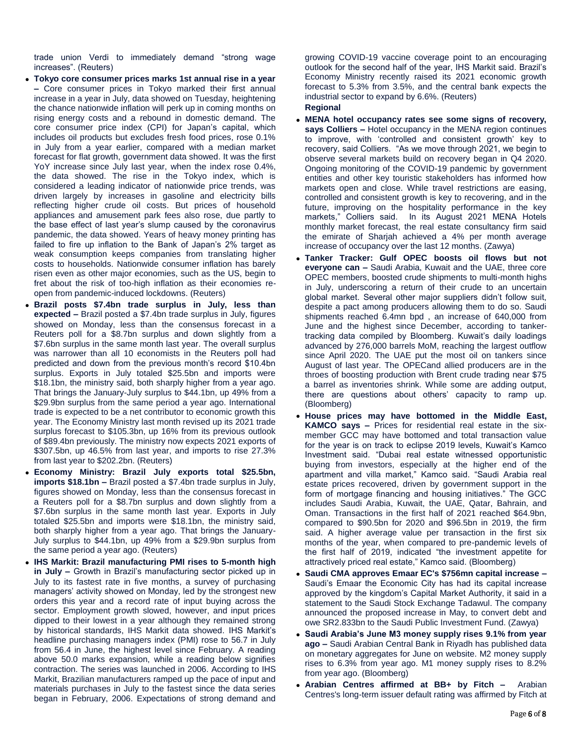trade union Verdi to immediately demand "strong wage increases". (Reuters)

- **Tokyo core consumer prices marks 1st annual rise in a year –** Core consumer prices in Tokyo marked their first annual increase in a year in July, data showed on Tuesday, heightening the chance nationwide inflation will perk up in coming months on rising energy costs and a rebound in domestic demand. The core consumer price index (CPI) for Japan's capital, which includes oil products but excludes fresh food prices, rose 0.1% in July from a year earlier, compared with a median market forecast for flat growth, government data showed. It was the first YoY increase since July last year, when the index rose 0.4%, the data showed. The rise in the Tokyo index, which is considered a leading indicator of nationwide price trends, was driven largely by increases in gasoline and electricity bills reflecting higher crude oil costs. But prices of household appliances and amusement park fees also rose, due partly to the base effect of last year's slump caused by the coronavirus pandemic, the data showed. Years of heavy money printing has failed to fire up inflation to the Bank of Japan's 2% target as weak consumption keeps companies from translating higher costs to households. Nationwide consumer inflation has barely risen even as other major economies, such as the US, begin to fret about the risk of too-high inflation as their economies re-open from pandemic-induced lockdowns. (Reuters)
- **Brazil posts $7.4bn trade surplus in July, less than expected –** Brazil posted a $7.4bn trade surplus in July, figures showed on Monday, less than the consensus forecast in a Reuters poll for a $8.7bn surplus and down slightly from a $7.6bn surplus in the same month last year. The overall surplus was narrower than all 10 economists in the Reuters poll had predicted and down from the previous month's record $10.4bn surplus. Exports in July totaled $25.5bn and imports were $18.1bn, the ministry said, both sharply higher from a year ago. That brings the January-July surplus to $44.1bn, up 49% from a $29.9bn surplus from the same period a year ago. International trade is expected to be a net contributor to economic growth this year. The Economy Ministry last month revised up its 2021 trade surplus forecast to $105.3bn, up 16% from its previous outlook of $89.4bn previously. The ministry now expects 2021 exports of $307.5bn, up 46.5% from last year, and imports to rise 27.3% from last year to $202.2bn. (Reuters)
- **Economy Ministry: Brazil July exports total $25.5bn, imports $18.1bn –** Brazil posted a $7.4bn trade surplus in July, figures showed on Monday, less than the consensus forecast in a Reuters poll for a $8.7bn surplus and down slightly from a $7.6bn surplus in the same month last year. Exports in July totaled $25.5bn and imports were $18.1bn, the ministry said, both sharply higher from a year ago. That brings the January-July surplus to $44.1bn, up 49% from a $29.9bn surplus from the same period a year ago. (Reuters)
- **IHS Markit: Brazil manufacturing PMI rises to 5-month high in July –** Growth in Brazil's manufacturing sector picked up in July to its fastest rate in five months, a survey of purchasing managers' activity showed on Monday, led by the strongest new orders this year and a record rate of input buying across the sector. Employment growth slowed, however, and input prices dipped to their lowest in a year although they remained strong by historical standards, IHS Markit data showed. IHS Markit's headline purchasing managers index (PMI) rose to 56.7 in July from 56.4 in June, the highest level since February. A reading above 50.0 marks expansion, while a reading below signifies contraction. The series was launched in 2006. According to IHS Markit, Brazilian manufacturers ramped up the pace of input and materials purchases in July to the fastest since the data series began in February, 2006. Expectations of strong demand and growing COVID-19 vaccine coverage point to an encouraging outlook for the second half of the year, IHS Markit said. Brazil's Economy Ministry recently raised its 2021 economic growth forecast to 5.3% from 3.5%, and the central bank expects the industrial sector to expand by 6.6%. (Reuters)

**Regional**

- **MENA hotel occupancy rates see some signs of recovery, says Colliers –** Hotel occupancy in the MENA region continues to improve, with 'controlled and consistent growth' key to recovery, said Colliers. "As we move through 2021, we begin to observe several markets build on recovery began in Q4 2020. Ongoing monitoring of the COVID-19 pandemic by government entities and other key touristic stakeholders has informed how markets open and close. While travel restrictions are easing, controlled and consistent growth is key to recovering, and in the future, improving on the hospitality performance in the key markets," Colliers said. In its August 2021 MENA Hotels monthly market forecast, the real estate consultancy firm said the emirate of Sharjah achieved a 4% per month average increase of occupancy over the last 12 months. (Zawya)
- **Tanker Tracker: Gulf OPEC boosts oil flows but not everyone can –** Saudi Arabia, Kuwait and the UAE, three core OPEC members, boosted crude shipments to multi-month highs in July, underscoring a return of their crude to an uncertain global market. Several other major suppliers didn't follow suit, despite a pact among producers allowing them to do so. Saudi shipments reached 6.4mn bpd , an increase of 640,000 from June and the highest since December, according to tanker-tracking data compiled by Bloomberg. Kuwait's daily loadings advanced by 276,000 barrels MoM, reaching the largest outflow since April 2020. The UAE put the most oil on tankers since August of last year. The OPECand allied producers are in the throes of boosting production with Brent crude trading near $75 a barrel as inventories shrink. While some are adding output, there are questions about others' capacity to ramp up. (Bloomberg)
- **House prices may have bottomed in the Middle East, KAMCO says –** Prices for residential real estate in the six-member GCC may have bottomed and total transaction value for the year is on track to eclipse 2019 levels, Kuwait's Kamco Investment said. "Dubai real estate witnessed opportunistic buying from investors, especially at the higher end of the apartment and villa market," Kamco said. "Saudi Arabia real estate prices recovered, driven by government support in the form of mortgage financing and housing initiatives." The GCC includes Saudi Arabia, Kuwait, the UAE, Qatar, Bahrain, and Oman. Transactions in the first half of 2021 reached $64.9bn, compared to $90.5bn for 2020 and $96.5bn in 2019, the firm said. A higher average value per transaction in the first six months of the year, when compared to pre-pandemic levels of the first half of 2019, indicated "the investment appetite for attractively priced real estate," Kamco said. (Bloomberg)
- **Saudi CMA approves Emaar EC's $756mn capital increase –** Saudi's Emaar the Economic City has had its capital increase approved by the kingdom's Capital Market Authority, it said in a statement to the Saudi Stock Exchange Tadawul. The company announced the proposed increase in May, to convert debt and owe SR2.833bn to the Saudi Public Investment Fund. (Zawya)
- **Saudi Arabia's June M3 money supply rises 9.1% from year ago –** Saudi Arabian Central Bank in Riyadh has published data on monetary aggregates for June on website. M2 money supply rises to 6.3% from year ago. M1 money supply rises to 8.2% from year ago. (Bloomberg)
- **Arabian Centres affirmed at BB+ by Fitch –** Arabian Centres's long-term issuer default rating was affirmed by Fitch at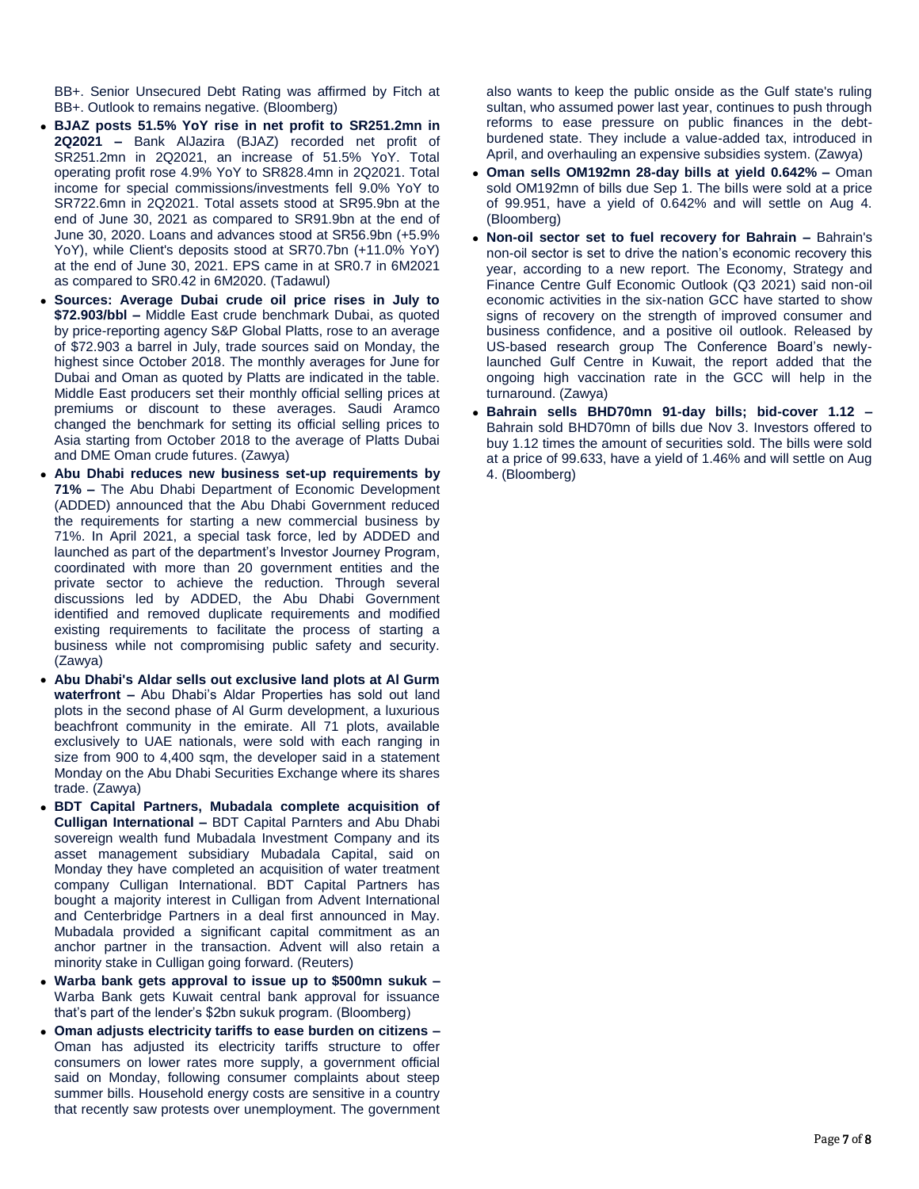BB+. Senior Unsecured Debt Rating was affirmed by Fitch at BB+. Outlook to remains negative. (Bloomberg)

- **BJAZ posts 51.5% YoY rise in net profit to SR251.2mn in 2Q2021 –** Bank AlJazira (BJAZ) recorded net profit of SR251.2mn in 2Q2021, an increase of 51.5% YoY. Total operating profit rose 4.9% YoY to SR828.4mn in 2Q2021. Total income for special commissions/investments fell 9.0% YoY to SR722.6mn in 2Q2021. Total assets stood at SR95.9bn at the end of June 30, 2021 as compared to SR91.9bn at the end of June 30, 2020. Loans and advances stood at SR56.9bn (+5.9% YoY), while Client's deposits stood at SR70.7bn (+11.0% YoY) at the end of June 30, 2021. EPS came in at SR0.7 in 6M2021 as compared to SR0.42 in 6M2020. (Tadawul)
- **Sources: Average Dubai crude oil price rises in July to $72.903/bbl –** Middle East crude benchmark Dubai, as quoted by price-reporting agency S&P Global Platts, rose to an average of $72.903 a barrel in July, trade sources said on Monday, the highest since October 2018. The monthly averages for June for Dubai and Oman as quoted by Platts are indicated in the table. Middle East producers set their monthly official selling prices at premiums or discount to these averages. Saudi Aramco changed the benchmark for setting its official selling prices to Asia starting from October 2018 to the average of Platts Dubai and DME Oman crude futures. (Zawya)
- **Abu Dhabi reduces new business set-up requirements by 71% –** The Abu Dhabi Department of Economic Development (ADDED) announced that the Abu Dhabi Government reduced the requirements for starting a new commercial business by 71%. In April 2021, a special task force, led by ADDED and launched as part of the department's Investor Journey Program, coordinated with more than 20 government entities and the private sector to achieve the reduction. Through several discussions led by ADDED, the Abu Dhabi Government identified and removed duplicate requirements and modified existing requirements to facilitate the process of starting a business while not compromising public safety and security. (Zawya)
- **Abu Dhabi's Aldar sells out exclusive land plots at Al Gurm waterfront –** Abu Dhabi's Aldar Properties has sold out land plots in the second phase of Al Gurm development, a luxurious beachfront community in the emirate. All 71 plots, available exclusively to UAE nationals, were sold with each ranging in size from 900 to 4,400 sqm, the developer said in a statement Monday on the Abu Dhabi Securities Exchange where its shares trade. (Zawya)
- **BDT Capital Partners, Mubadala complete acquisition of Culligan International –** BDT Capital Parnters and Abu Dhabi sovereign wealth fund Mubadala Investment Company and its asset management subsidiary Mubadala Capital, said on Monday they have completed an acquisition of water treatment company Culligan International. BDT Capital Partners has bought a majority interest in Culligan from Advent International and Centerbridge Partners in a deal first announced in May. Mubadala provided a significant capital commitment as an anchor partner in the transaction. Advent will also retain a minority stake in Culligan going forward. (Reuters)
- **Warba bank gets approval to issue up to $500mn sukuk –** Warba Bank gets Kuwait central bank approval for issuance that's part of the lender's $2bn sukuk program. (Bloomberg)
- **Oman adjusts electricity tariffs to ease burden on citizens –** Oman has adjusted its electricity tariffs structure to offer consumers on lower rates more supply, a government official said on Monday, following consumer complaints about steep summer bills. Household energy costs are sensitive in a country that recently saw protests over unemployment. The government also wants to keep the public onside as the Gulf state's ruling sultan, who assumed power last year, continues to push through reforms to ease pressure on public finances in the debt-burdened state. They include a value-added tax, introduced in April, and overhauling an expensive subsidies system. (Zawya)
- **Oman sells OM192mn 28-day bills at yield 0.642% –** Oman sold OM192mn of bills due Sep 1. The bills were sold at a price of 99.951, have a yield of 0.642% and will settle on Aug 4. (Bloomberg)
- **Non-oil sector set to fuel recovery for Bahrain –** Bahrain's non-oil sector is set to drive the nation's economic recovery this year, according to a new report. The Economy, Strategy and Finance Centre Gulf Economic Outlook (Q3 2021) said non-oil economic activities in the six-nation GCC have started to show signs of recovery on the strength of improved consumer and business confidence, and a positive oil outlook. Released by US-based research group The Conference Board's newly-launched Gulf Centre in Kuwait, the report added that the ongoing high vaccination rate in the GCC will help in the turnaround. (Zawya)
- **Bahrain sells BHD70mn 91-day bills; bid-cover 1.12 –** Bahrain sold BHD70mn of bills due Nov 3. Investors offered to buy 1.12 times the amount of securities sold. The bills were sold at a price of 99.633, have a yield of 1.46% and will settle on Aug 4. (Bloomberg)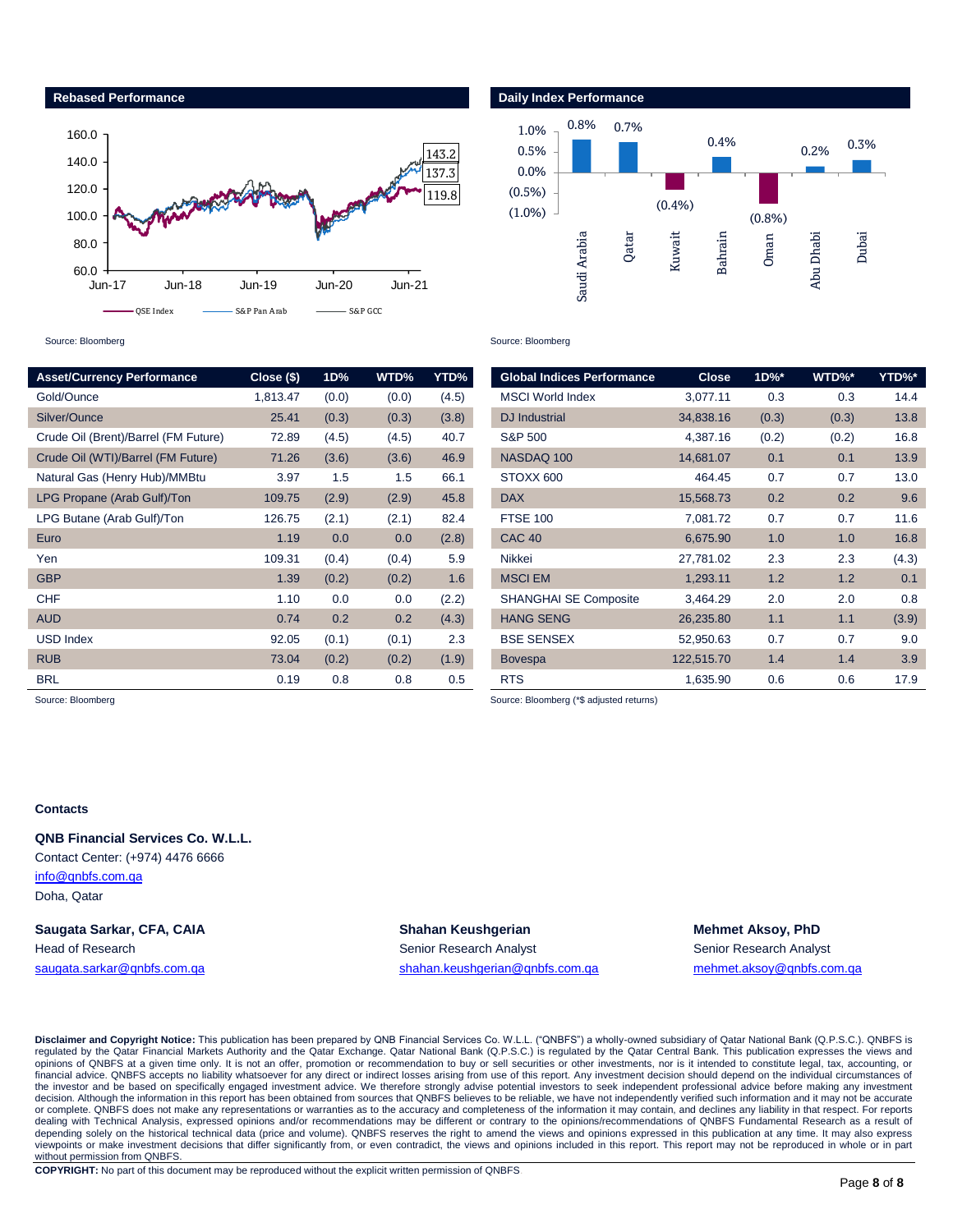**Rebased Performance**

160.0
140.0
120.0
100.0
80.0
60.0

Jun-17 Jun-18 Jun-19 Jun-20 Jun-21

143.2
137.3
119.8

QSE Index — S&P Pan Arab — S&P GCC

Source: Bloomberg

**Daily Index Performance**

1.0%
0.5%
0.0%
(0.5%)
(1.0%)

0.8% 0.7% (0.4%) 0.4% (0.8%) 0.2% 0.3%

Saudi Arabia Qatar Kuwait Bahrain Oman Abu Dhabi Dubai

Source: Bloomberg

| Asset/Currency Performance | Close ($) | 1D% | WTD% | YTD% |
|---|---|---|---|---|
| Gold/Ounce | 1,813.47 | (0.0) | (0.0) | (4.5) |
| Silver/Ounce | 25.41 | (0.3) | (0.3) | (3.8) |
| Crude Oil (Brent)/Barrel (FM Future) | 72.89 | (4.5) | (4.5) | 40.7 |
| Crude Oil (WTI)/Barrel (FM Future) | 71.26 | (3.6) | (3.6) | 46.9 |
| Natural Gas (Henry Hub)/MMBtu | 3.97 | 1.5 | 1.5 | 66.1 |
| LPG Propane (Arab Gulf)/Ton | 109.75 | (2.9) | (2.9) | 45.8 |
| LPG Butane (Arab Gulf)/Ton | 126.75 | (2.1) | (2.1) | 82.4 |
| Euro | 1.19 | 0.0 | 0.0 | (2.8) |
| Yen | 109.31 | (0.4) | (0.4) | 5.9 |
| GBP | 1.39 | (0.2) | (0.2) | 1.6 |
| CHF | 1.10 | 0.0 | 0.0 | (2.2) |
| AUD | 0.74 | 0.2 | 0.2 | (4.3) |
| USD Index | 92.05 | (0.1) | (0.1) | 2.3 |
| RUB | 73.04 | (0.2) | (0.2) | (1.9) |
| BRL | 0.19 | 0.8 | 0.8 | 0.5 |

Source: Bloomberg

| Global Indices Performance | Close | 1D%* | WTD%* | YTD%* |
|---|---|---|---|---|
| MSCI World Index | 3,077.11 | 0.3 | 0.3 | 14.4 |
| DJ Industrial | 34,838.16 | (0.3) | (0.3) | 13.8 |
| S&P 500 | 4,387.16 | (0.2) | (0.2) | 16.8 |
| NASDAQ 100 | 14,681.07 | 0.1 | 0.1 | 13.9 |
| STOXX 600 | 464.45 | 0.7 | 0.7 | 13.0 |
| DAX | 15,568.73 | 0.2 | 0.2 | 9.6 |
| FTSE 100 | 7,081.72 | 0.7 | 0.7 | 11.6 |
| CAC 40 | 6,675.90 | 1.0 | 1.0 | 16.8 |
| Nikkei | 27,781.02 | 2.3 | 2.3 | (4.3) |
| MSCI EM | 1,293.11 | 1.2 | 1.2 | 0.1 |
| SHANGHAI SE Composite | 3,464.29 | 2.0 | 2.0 | 0.8 |
| HANG SENG | 26,235.80 | 1.1 | 1.1 | (3.9) |
| BSE SENSEX | 52,950.63 | 0.7 | 0.7 | 9.0 |
| Bovespa | 122,515.70 | 1.4 | 1.4 | 3.9 |
| RTS | 1,635.90 | 0.6 | 0.6 | 17.9 |

Source: Bloomberg (*$ adjusted returns)

**Contacts**

**QNB Financial Services Co. W.L.L.**
Contact Center: (+974) 4476 6666
info@qnbfs.com.qa
Doha, Qatar

**Saugata Sarkar, CFA, CAIA**
Head of Research
saugata.sarkar@qnbfs.com.qa

**Shahan Keushgerian**
Senior Research Analyst
shahan.keushgerian@qnbfs.com.qa

**Mehmet Aksoy, PhD**
Senior Research Analyst
mehmet.aksoy@qnbfs.com.qa

**Disclaimer and Copyright Notice:** This publication has been prepared by QNB Financial Services Co. W.L.L. ("QNBFS") a wholly-owned subsidiary of Qatar National Bank (Q.P.S.C.). QNBFS is regulated by the Qatar Financial Markets Authority and the Qatar Exchange. Qatar National Bank (Q.P.S.C.) is regulated by the Qatar Central Bank. This publication expresses the views and opinions of QNBFS at a given time only. It is not an offer, promotion or recommendation to buy or sell securities or other investments, nor is it intended to constitute legal, tax, accounting, or financial advice. QNBFS accepts no liability whatsoever for any direct or indirect losses arising from use of this report. Any investment decision should depend on the individual circumstances of the investor and be based on specifically engaged investment advice. We therefore strongly advise potential investors to seek independent professional advice before making any investment decision. Although the information in this report has been obtained from sources that QNBFS believes to be reliable, we have not independently verified such information and it may not be accurate or complete. QNBFS does not make any representations or warranties as to the accuracy and completeness of the information it may contain, and declines any liability in that respect. For reports dealing with Technical Analysis, expressed opinions and/or recommendations may be different or contrary to the opinions/recommendations of QNBFS Fundamental Research as a result of depending solely on the historical technical data (price and volume). QNBFS reserves the right to amend the views and opinions expressed in this publication at any time. It may also express viewpoints or make investment decisions that differ significantly from, or even contradict, the views and opinions included in this report. This report may not be reproduced in whole or in part without permission from QNBFS.

**COPYRIGHT:** No part of this document may be reproduced without the explicit written permission of QNBFS.